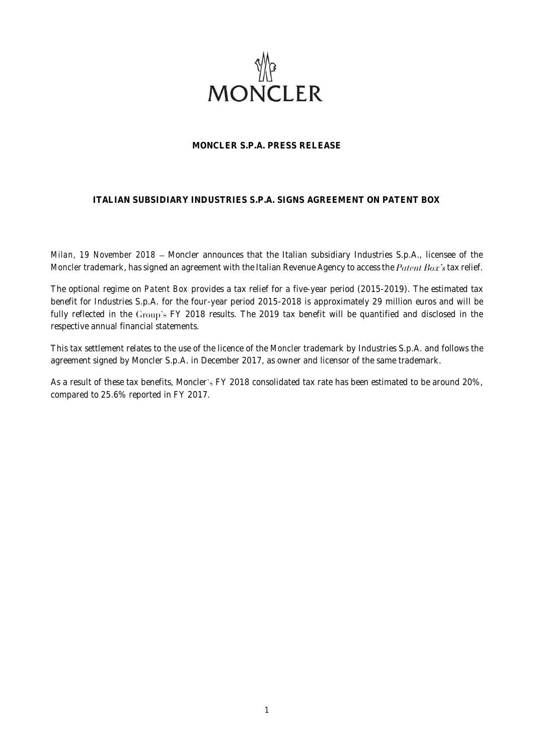MONCLER

**MONCLER S.P.A. PRESS RELEASE**

**ITALIAN SUBSIDIARY INDUSTRIES S.P.A. SIGNS AGREEMENT ON PATENT BOX**

*Milan, 19 November 2018* – Moncler announces that the Italian subsidiary Industries S.p.A., licensee of the *Moncler* trademark, has signed an agreement with the Italian Revenue Agency to access the *Patent Box's* tax relief.

The optional regime on *Patent Box* provides a tax relief for a five-year period (2015-2019). The estimated tax benefit for Industries S.p.A. for the four-year period 2015-2018 is approximately 29 million euros and will be fully reflected in the Group's FY 2018 results. The 2019 tax benefit will be quantified and disclosed in the respective annual financial statements.

This tax settlement relates to the use of the licence of the *Moncler* trademark by Industries S.p.A. and follows the agreement signed by Moncler S.p.A. in December 2017, as owner and licensor of the same trademark.

As a result of these tax benefits, Moncler's FY 2018 consolidated tax rate has been estimated to be around 20%, compared to 25.6% reported in FY 2017.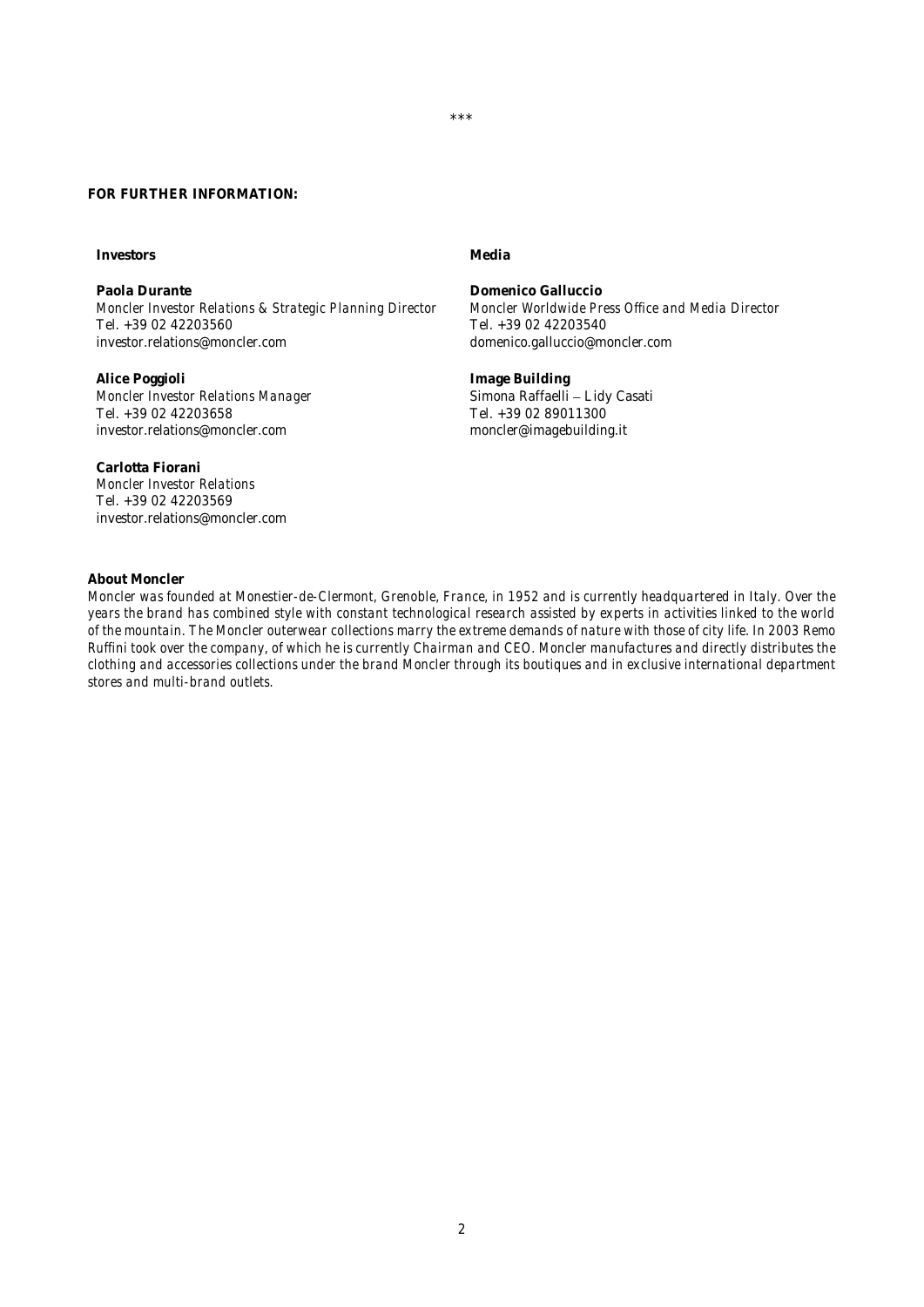***

**FOR FURTHER INFORMATION:**

**Investors**

**Paola Durante**
*Moncler Investor Relations & Strategic Planning Director*
Tel. +39 02 42203560
investor.relations@moncler.com

**Alice Poggioli**
*Moncler Investor Relations Manager*
Tel. +39 02 42203658
investor.relations@moncler.com

**Carlotta Fiorani**
*Moncler Investor Relations*
Tel. +39 02 42203569
investor.relations@moncler.com

**Media**

**Domenico Galluccio**
*Moncler Worldwide Press Office and Media Director*
Tel. +39 02 42203540
domenico.galluccio@moncler.com

**Image Building**
Simona Raffaelli – Lidy Casati
Tel. +39 02 89011300
moncler@imagebuilding.it

**About Moncler**

*Moncler was founded at Monestier-de-Clermont, Grenoble, France, in 1952 and is currently headquartered in Italy. Over the years the brand has combined style with constant technological research assisted by experts in activities linked to the world of the mountain. The Moncler outerwear collections marry the extreme demands of nature with those of city life. In 2003 Remo Ruffini took over the company, of which he is currently Chairman and CEO. Moncler manufactures and directly distributes the clothing and accessories collections under the brand Moncler through its boutiques and in exclusive international department stores and multi-brand outlets.*